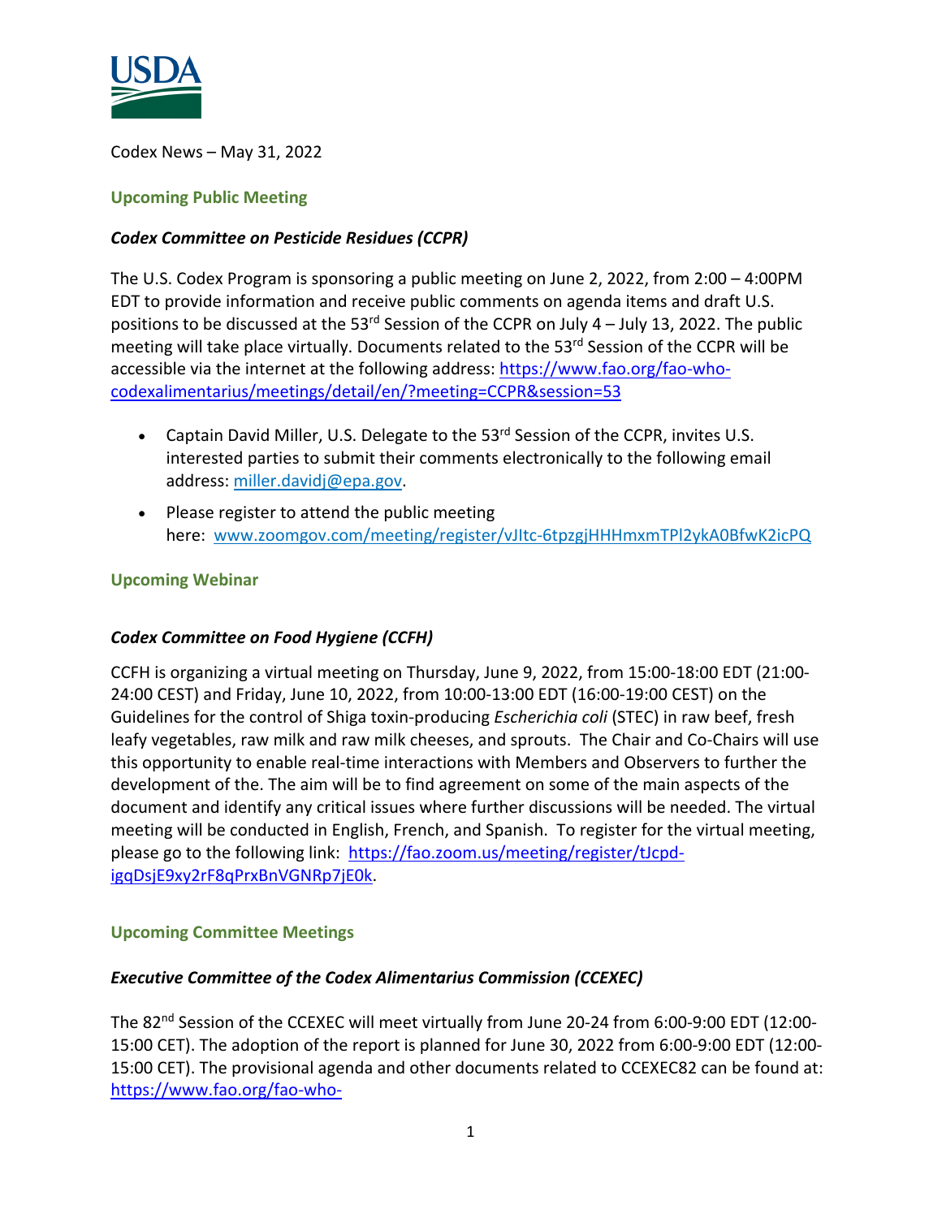Codex News – May 31, 2022

## Upcoming Public Meeting

### *Codex Committee on Pesticide Residues (CCPR)*

The U.S. Codex Program is sponsoring a public meeting on June 2, 2022, from 2:00 – 4:00PM EDT to provide information and receive public comments on agenda items and draft U.S. positions to be discussed at the 53rd Session of the CCPR on July 4 – July 13, 2022. The public meeting will take place virtually. Documents related to the 53rd Session of the CCPR will be accessible via the internet at the following address: https://www.fao.org/fao-who-codexalimentarius/meetings/detail/en/?meeting=CCPR&session=53

- Captain David Miller, U.S. Delegate to the 53rd Session of the CCPR, invites U.S. interested parties to submit their comments electronically to the following email address: miller.davidj@epa.gov.
- Please register to attend the public meeting here: www.zoomgov.com/meeting/register/vJItc-6tpzgjHHHmxmTPl2ykA0BfwK2icPQ

## Upcoming Webinar

### *Codex Committee on Food Hygiene (CCFH)*

CCFH is organizing a virtual meeting on Thursday, June 9, 2022, from 15:00-18:00 EDT (21:00-24:00 CEST) and Friday, June 10, 2022, from 10:00-13:00 EDT (16:00-19:00 CEST) on the Guidelines for the control of Shiga toxin-producing *Escherichia coli* (STEC) in raw beef, fresh leafy vegetables, raw milk and raw milk cheeses, and sprouts. The Chair and Co-Chairs will use this opportunity to enable real-time interactions with Members and Observers to further the development of the. The aim will be to find agreement on some of the main aspects of the document and identify any critical issues where further discussions will be needed. The virtual meeting will be conducted in English, French, and Spanish. To register for the virtual meeting, please go to the following link: https://fao.zoom.us/meeting/register/tJcpd-igqDsjE9xy2rF8qPrxBnVGNRp7jE0k.

## Upcoming Committee Meetings

### *Executive Committee of the Codex Alimentarius Commission (CCEXEC)*

The 82nd Session of the CCEXEC will meet virtually from June 20-24 from 6:00-9:00 EDT (12:00-15:00 CET). The adoption of the report is planned for June 30, 2022 from 6:00-9:00 EDT (12:00-15:00 CET). The provisional agenda and other documents related to CCEXEC82 can be found at: https://www.fao.org/fao-who-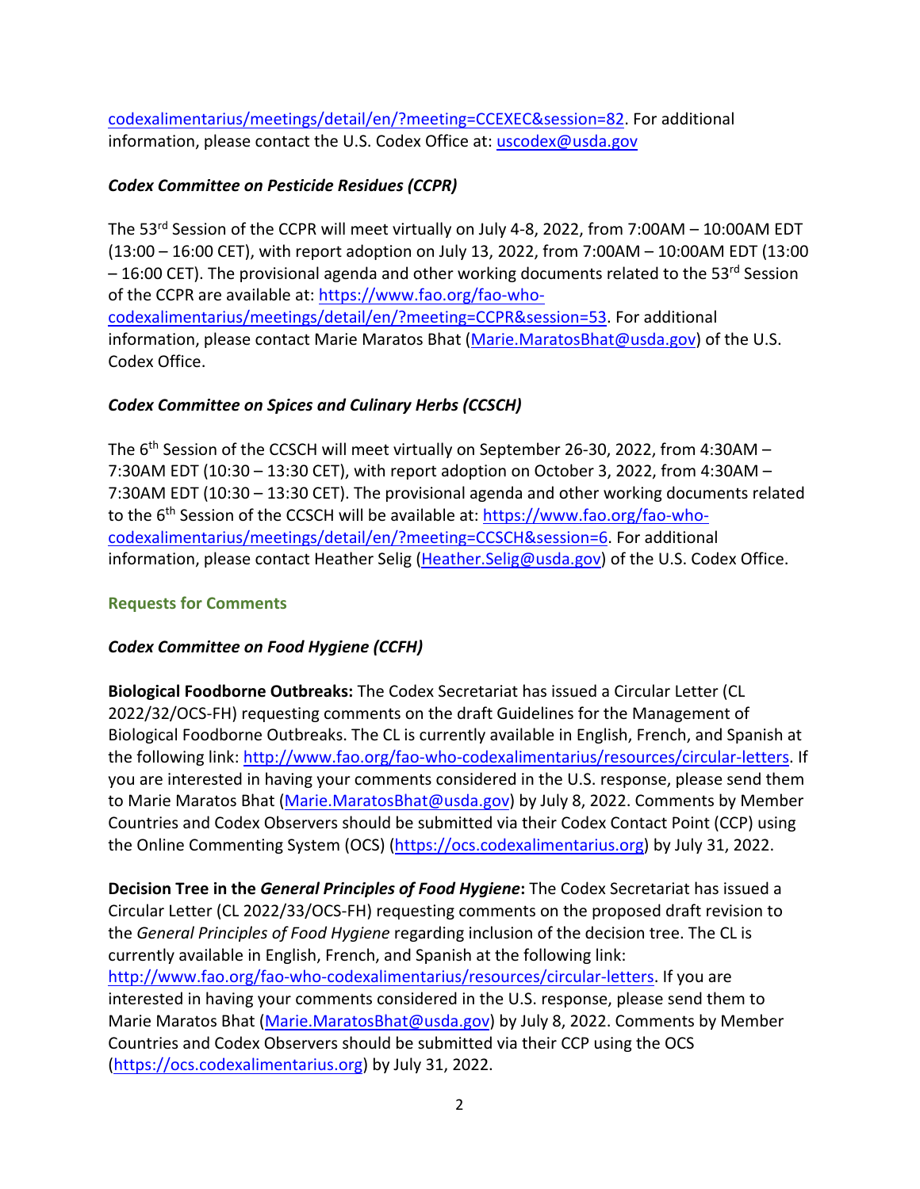codexalimentarius/meetings/detail/en/?meeting=CCEXEC&session=82. For additional information, please contact the U.S. Codex Office at: uscodex@usda.gov

### *Codex Committee on Pesticide Residues (CCPR)*

The 53rd Session of the CCPR will meet virtually on July 4-8, 2022, from 7:00AM – 10:00AM EDT (13:00 – 16:00 CET), with report adoption on July 13, 2022, from 7:00AM – 10:00AM EDT (13:00 – 16:00 CET). The provisional agenda and other working documents related to the 53rd Session of the CCPR are available at: https://www.fao.org/fao-who-codexalimentarius/meetings/detail/en/?meeting=CCPR&session=53. For additional information, please contact Marie Maratos Bhat (Marie.MaratosBhat@usda.gov) of the U.S. Codex Office.

### *Codex Committee on Spices and Culinary Herbs (CCSCH)*

The 6th Session of the CCSCH will meet virtually on September 26-30, 2022, from 4:30AM – 7:30AM EDT (10:30 – 13:30 CET), with report adoption on October 3, 2022, from 4:30AM – 7:30AM EDT (10:30 – 13:30 CET). The provisional agenda and other working documents related to the 6th Session of the CCSCH will be available at: https://www.fao.org/fao-who-codexalimentarius/meetings/detail/en/?meeting=CCSCH&session=6. For additional information, please contact Heather Selig (Heather.Selig@usda.gov) of the U.S. Codex Office.

## Requests for Comments

### *Codex Committee on Food Hygiene (CCFH)*

**Biological Foodborne Outbreaks:** The Codex Secretariat has issued a Circular Letter (CL 2022/32/OCS-FH) requesting comments on the draft Guidelines for the Management of Biological Foodborne Outbreaks. The CL is currently available in English, French, and Spanish at the following link: http://www.fao.org/fao-who-codexalimentarius/resources/circular-letters. If you are interested in having your comments considered in the U.S. response, please send them to Marie Maratos Bhat (Marie.MaratosBhat@usda.gov) by July 8, 2022. Comments by Member Countries and Codex Observers should be submitted via their Codex Contact Point (CCP) using the Online Commenting System (OCS) (https://ocs.codexalimentarius.org) by July 31, 2022.

**Decision Tree in the *General Principles of Food Hygiene*:** The Codex Secretariat has issued a Circular Letter (CL 2022/33/OCS-FH) requesting comments on the proposed draft revision to the *General Principles of Food Hygiene* regarding inclusion of the decision tree. The CL is currently available in English, French, and Spanish at the following link: http://www.fao.org/fao-who-codexalimentarius/resources/circular-letters. If you are interested in having your comments considered in the U.S. response, please send them to Marie Maratos Bhat (Marie.MaratosBhat@usda.gov) by July 8, 2022. Comments by Member Countries and Codex Observers should be submitted via their CCP using the OCS (https://ocs.codexalimentarius.org) by July 31, 2022.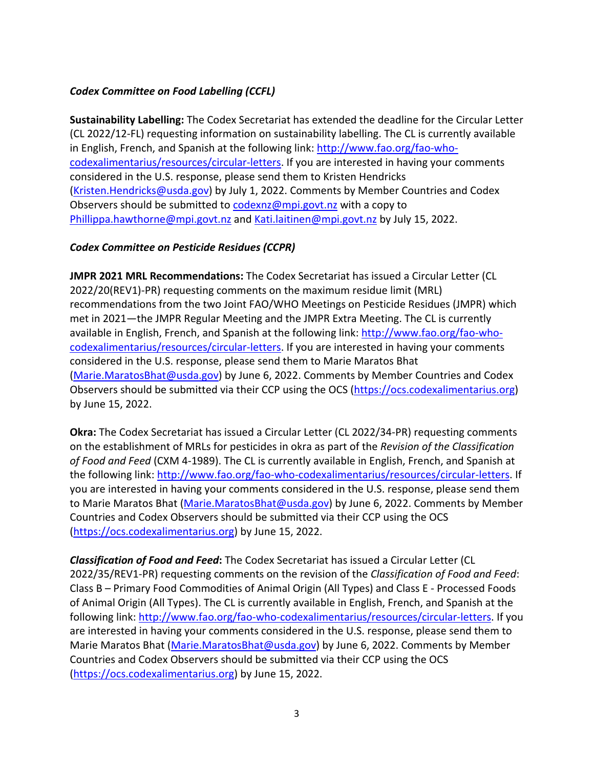### *Codex Committee on Food Labelling (CCFL)*

**Sustainability Labelling:** The Codex Secretariat has extended the deadline for the Circular Letter (CL 2022/12-FL) requesting information on sustainability labelling. The CL is currently available in English, French, and Spanish at the following link: http://www.fao.org/fao-who-codexalimentarius/resources/circular-letters. If you are interested in having your comments considered in the U.S. response, please send them to Kristen Hendricks (Kristen.Hendricks@usda.gov) by July 1, 2022. Comments by Member Countries and Codex Observers should be submitted to codexnz@mpi.govt.nz with a copy to Phillippa.hawthorne@mpi.govt.nz and Kati.laitinen@mpi.govt.nz by July 15, 2022.

### *Codex Committee on Pesticide Residues (CCPR)*

**JMPR 2021 MRL Recommendations:** The Codex Secretariat has issued a Circular Letter (CL 2022/20(REV1)-PR) requesting comments on the maximum residue limit (MRL) recommendations from the two Joint FAO/WHO Meetings on Pesticide Residues (JMPR) which met in 2021—the JMPR Regular Meeting and the JMPR Extra Meeting. The CL is currently available in English, French, and Spanish at the following link: http://www.fao.org/fao-who-codexalimentarius/resources/circular-letters. If you are interested in having your comments considered in the U.S. response, please send them to Marie Maratos Bhat (Marie.MaratosBhat@usda.gov) by June 6, 2022. Comments by Member Countries and Codex Observers should be submitted via their CCP using the OCS (https://ocs.codexalimentarius.org) by June 15, 2022.

**Okra:** The Codex Secretariat has issued a Circular Letter (CL 2022/34-PR) requesting comments on the establishment of MRLs for pesticides in okra as part of the *Revision of the Classification of Food and Feed* (CXM 4-1989). The CL is currently available in English, French, and Spanish at the following link: http://www.fao.org/fao-who-codexalimentarius/resources/circular-letters. If you are interested in having your comments considered in the U.S. response, please send them to Marie Maratos Bhat (Marie.MaratosBhat@usda.gov) by June 6, 2022. Comments by Member Countries and Codex Observers should be submitted via their CCP using the OCS (https://ocs.codexalimentarius.org) by June 15, 2022.

***Classification of Food and Feed*:** The Codex Secretariat has issued a Circular Letter (CL 2022/35/REV1-PR) requesting comments on the revision of the *Classification of Food and Feed*: Class B – Primary Food Commodities of Animal Origin (All Types) and Class E - Processed Foods of Animal Origin (All Types). The CL is currently available in English, French, and Spanish at the following link: http://www.fao.org/fao-who-codexalimentarius/resources/circular-letters. If you are interested in having your comments considered in the U.S. response, please send them to Marie Maratos Bhat (Marie.MaratosBhat@usda.gov) by June 6, 2022. Comments by Member Countries and Codex Observers should be submitted via their CCP using the OCS (https://ocs.codexalimentarius.org) by June 15, 2022.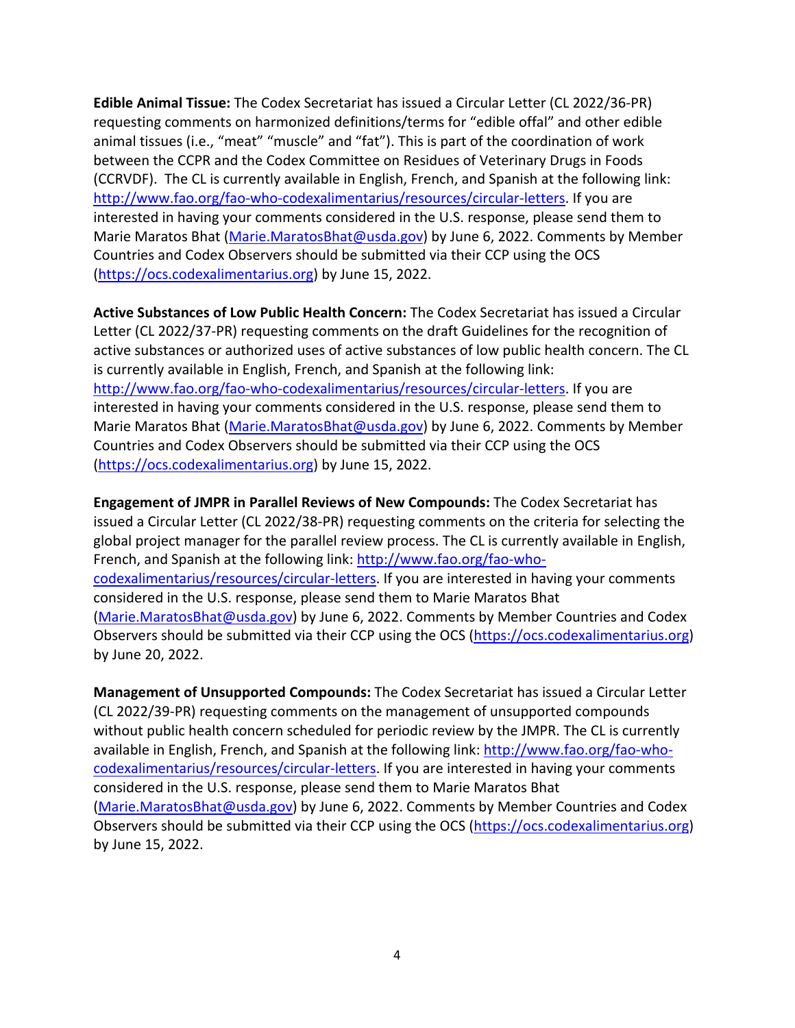**Edible Animal Tissue:** The Codex Secretariat has issued a Circular Letter (CL 2022/36-PR) requesting comments on harmonized definitions/terms for "edible offal" and other edible animal tissues (i.e., "meat" "muscle" and "fat"). This is part of the coordination of work between the CCPR and the Codex Committee on Residues of Veterinary Drugs in Foods (CCRVDF). The CL is currently available in English, French, and Spanish at the following link: http://www.fao.org/fao-who-codexalimentarius/resources/circular-letters. If you are interested in having your comments considered in the U.S. response, please send them to Marie Maratos Bhat (Marie.MaratosBhat@usda.gov) by June 6, 2022. Comments by Member Countries and Codex Observers should be submitted via their CCP using the OCS (https://ocs.codexalimentarius.org) by June 15, 2022.

**Active Substances of Low Public Health Concern:** The Codex Secretariat has issued a Circular Letter (CL 2022/37-PR) requesting comments on the draft Guidelines for the recognition of active substances or authorized uses of active substances of low public health concern. The CL is currently available in English, French, and Spanish at the following link: http://www.fao.org/fao-who-codexalimentarius/resources/circular-letters. If you are interested in having your comments considered in the U.S. response, please send them to Marie Maratos Bhat (Marie.MaratosBhat@usda.gov) by June 6, 2022. Comments by Member Countries and Codex Observers should be submitted via their CCP using the OCS (https://ocs.codexalimentarius.org) by June 15, 2022.

**Engagement of JMPR in Parallel Reviews of New Compounds:** The Codex Secretariat has issued a Circular Letter (CL 2022/38-PR) requesting comments on the criteria for selecting the global project manager for the parallel review process. The CL is currently available in English, French, and Spanish at the following link: http://www.fao.org/fao-who-codexalimentarius/resources/circular-letters. If you are interested in having your comments considered in the U.S. response, please send them to Marie Maratos Bhat (Marie.MaratosBhat@usda.gov) by June 6, 2022. Comments by Member Countries and Codex Observers should be submitted via their CCP using the OCS (https://ocs.codexalimentarius.org) by June 20, 2022.

**Management of Unsupported Compounds:** The Codex Secretariat has issued a Circular Letter (CL 2022/39-PR) requesting comments on the management of unsupported compounds without public health concern scheduled for periodic review by the JMPR. The CL is currently available in English, French, and Spanish at the following link: http://www.fao.org/fao-who-codexalimentarius/resources/circular-letters. If you are interested in having your comments considered in the U.S. response, please send them to Marie Maratos Bhat (Marie.MaratosBhat@usda.gov) by June 6, 2022. Comments by Member Countries and Codex Observers should be submitted via their CCP using the OCS (https://ocs.codexalimentarius.org) by June 15, 2022.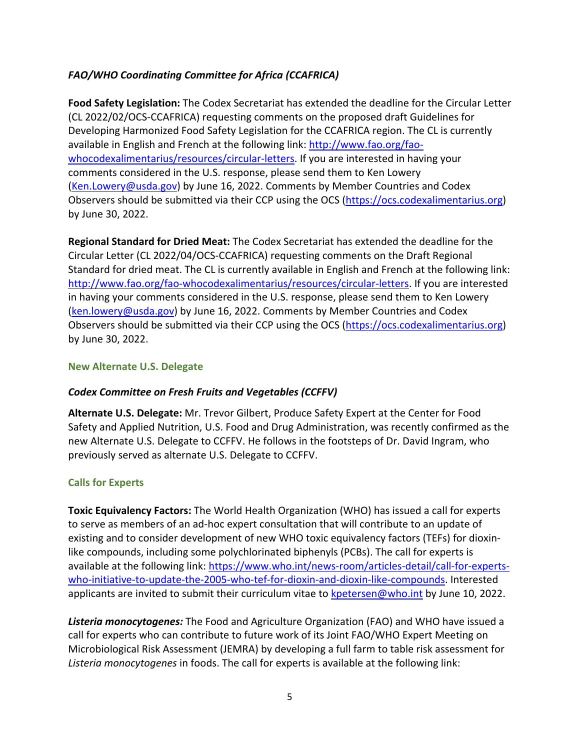### *FAO/WHO Coordinating Committee for Africa (CCAFRICA)*

**Food Safety Legislation:** The Codex Secretariat has extended the deadline for the Circular Letter (CL 2022/02/OCS-CCAFRICA) requesting comments on the proposed draft Guidelines for Developing Harmonized Food Safety Legislation for the CCAFRICA region. The CL is currently available in English and French at the following link: [http://www.fao.org/fao-whocodexalimentarius/resources/circular-letters](http://www.fao.org/fao-whocodexalimentarius/resources/circular-letters). If you are interested in having your comments considered in the U.S. response, please send them to Ken Lowery ([Ken.Lowery@usda.gov](mailto:Ken.Lowery@usda.gov)) by June 16, 2022. Comments by Member Countries and Codex Observers should be submitted via their CCP using the OCS ([https://ocs.codexalimentarius.org](https://ocs.codexalimentarius.org)) by June 30, 2022.

**Regional Standard for Dried Meat:** The Codex Secretariat has extended the deadline for the Circular Letter (CL 2022/04/OCS-CCAFRICA) requesting comments on the Draft Regional Standard for dried meat. The CL is currently available in English and French at the following link: [http://www.fao.org/fao-whocodexalimentarius/resources/circular-letters](http://www.fao.org/fao-whocodexalimentarius/resources/circular-letters). If you are interested in having your comments considered in the U.S. response, please send them to Ken Lowery ([ken.lowery@usda.gov](mailto:ken.lowery@usda.gov)) by June 16, 2022. Comments by Member Countries and Codex Observers should be submitted via their CCP using the OCS ([https://ocs.codexalimentarius.org](https://ocs.codexalimentarius.org)) by June 30, 2022.

## New Alternate U.S. Delegate

### *Codex Committee on Fresh Fruits and Vegetables (CCFFV)*

**Alternate U.S. Delegate:** Mr. Trevor Gilbert, Produce Safety Expert at the Center for Food Safety and Applied Nutrition, U.S. Food and Drug Administration, was recently confirmed as the new Alternate U.S. Delegate to CCFFV. He follows in the footsteps of Dr. David Ingram, who previously served as alternate U.S. Delegate to CCFFV.

## Calls for Experts

**Toxic Equivalency Factors:** The World Health Organization (WHO) has issued a call for experts to serve as members of an ad-hoc expert consultation that will contribute to an update of existing and to consider development of new WHO toxic equivalency factors (TEFs) for dioxin-like compounds, including some polychlorinated biphenyls (PCBs). The call for experts is available at the following link: [https://www.who.int/news-room/articles-detail/call-for-experts-who-initiative-to-update-the-2005-who-tef-for-dioxin-and-dioxin-like-compounds](https://www.who.int/news-room/articles-detail/call-for-experts-who-initiative-to-update-the-2005-who-tef-for-dioxin-and-dioxin-like-compounds). Interested applicants are invited to submit their curriculum vitae to [kpetersen@who.int](mailto:kpetersen@who.int) by June 10, 2022.

***Listeria monocytogenes:*** The Food and Agriculture Organization (FAO) and WHO have issued a call for experts who can contribute to future work of its Joint FAO/WHO Expert Meeting on Microbiological Risk Assessment (JEMRA) by developing a full farm to table risk assessment for *Listeria monocytogenes* in foods. The call for experts is available at the following link: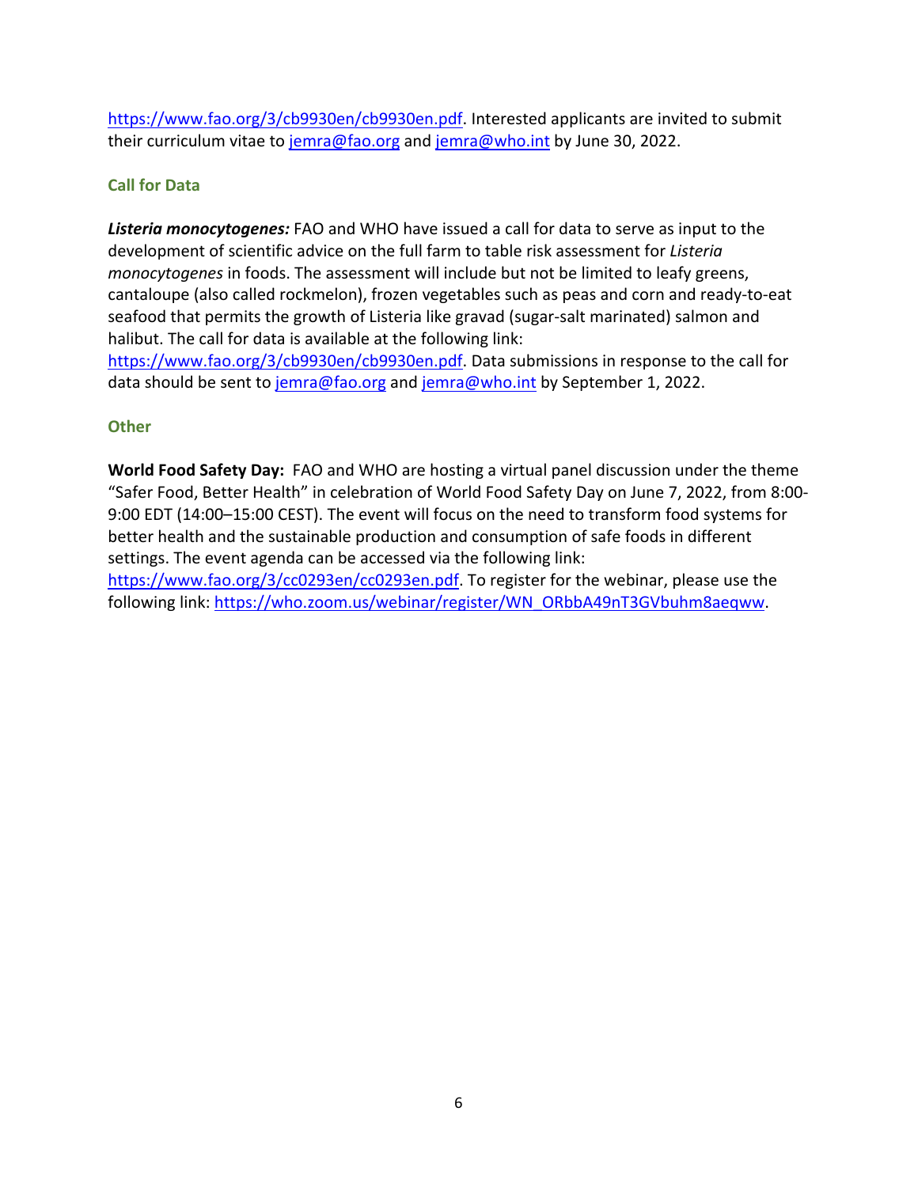https://www.fao.org/3/cb9930en/cb9930en.pdf. Interested applicants are invited to submit their curriculum vitae to jemra@fao.org and jemra@who.int by June 30, 2022.

### Call for Data

***Listeria monocytogenes:*** FAO and WHO have issued a call for data to serve as input to the development of scientific advice on the full farm to table risk assessment for *Listeria monocytogenes* in foods. The assessment will include but not be limited to leafy greens, cantaloupe (also called rockmelon), frozen vegetables such as peas and corn and ready-to-eat seafood that permits the growth of Listeria like gravad (sugar-salt marinated) salmon and halibut. The call for data is available at the following link: https://www.fao.org/3/cb9930en/cb9930en.pdf. Data submissions in response to the call for data should be sent to jemra@fao.org and jemra@who.int by September 1, 2022.

### Other

**World Food Safety Day:** FAO and WHO are hosting a virtual panel discussion under the theme "Safer Food, Better Health" in celebration of World Food Safety Day on June 7, 2022, from 8:00-9:00 EDT (14:00–15:00 CEST). The event will focus on the need to transform food systems for better health and the sustainable production and consumption of safe foods in different settings. The event agenda can be accessed via the following link: https://www.fao.org/3/cc0293en/cc0293en.pdf. To register for the webinar, please use the following link: https://who.zoom.us/webinar/register/WN_ORbbA49nT3GVbuhm8aeqww.